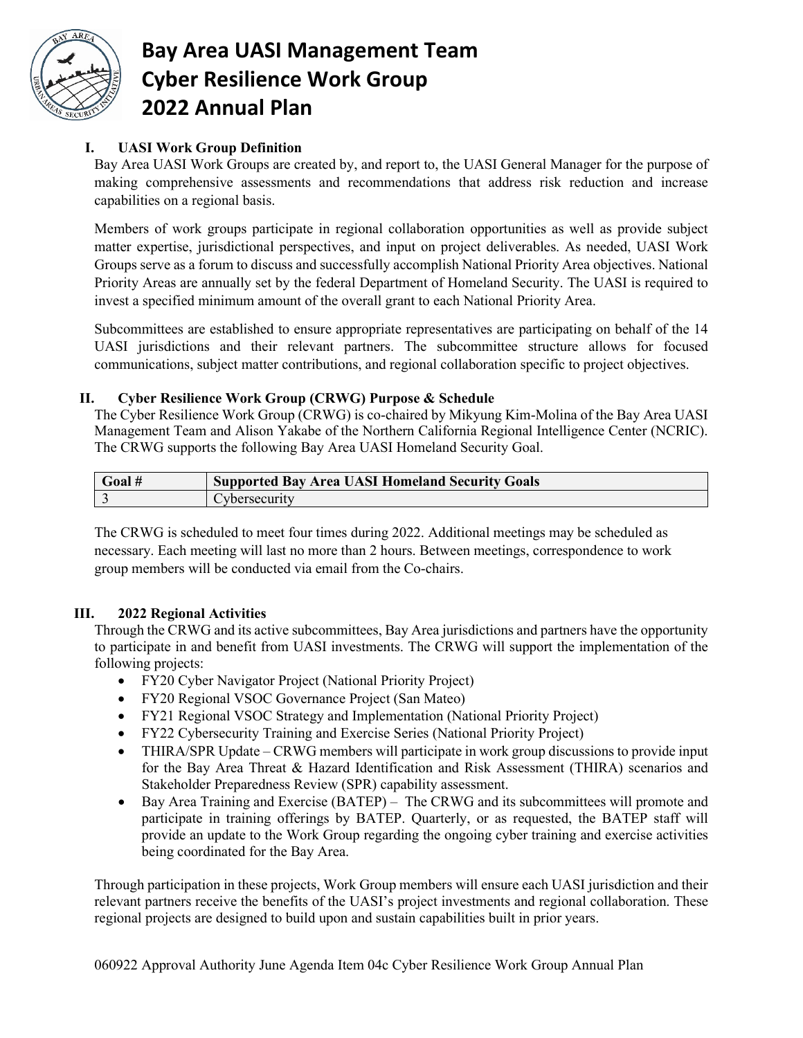# Bay Area UASI Management Team
# Cyber Resilience Work Group
# 2022 Annual Plan

## I. UASI Work Group Definition

Bay Area UASI Work Groups are created by, and report to, the UASI General Manager for the purpose of making comprehensive assessments and recommendations that address risk reduction and increase capabilities on a regional basis.

Members of work groups participate in regional collaboration opportunities as well as provide subject matter expertise, jurisdictional perspectives, and input on project deliverables. As needed, UASI Work Groups serve as a forum to discuss and successfully accomplish National Priority Area objectives. National Priority Areas are annually set by the federal Department of Homeland Security. The UASI is required to invest a specified minimum amount of the overall grant to each National Priority Area.

Subcommittees are established to ensure appropriate representatives are participating on behalf of the 14 UASI jurisdictions and their relevant partners. The subcommittee structure allows for focused communications, subject matter contributions, and regional collaboration specific to project objectives.

## II. Cyber Resilience Work Group (CRWG) Purpose & Schedule

The Cyber Resilience Work Group (CRWG) is co-chaired by Mikyung Kim-Molina of the Bay Area UASI Management Team and Alison Yakabe of the Northern California Regional Intelligence Center (NCRIC). The CRWG supports the following Bay Area UASI Homeland Security Goal.

| Goal # | Supported Bay Area UASI Homeland Security Goals |
|---|---|
| 3 | Cybersecurity |

The CRWG is scheduled to meet four times during 2022. Additional meetings may be scheduled as necessary. Each meeting will last no more than 2 hours. Between meetings, correspondence to work group members will be conducted via email from the Co-chairs.

## III. 2022 Regional Activities

Through the CRWG and its active subcommittees, Bay Area jurisdictions and partners have the opportunity to participate in and benefit from UASI investments. The CRWG will support the implementation of the following projects:

- FY20 Cyber Navigator Project (National Priority Project)
- FY20 Regional VSOC Governance Project (San Mateo)
- FY21 Regional VSOC Strategy and Implementation (National Priority Project)
- FY22 Cybersecurity Training and Exercise Series (National Priority Project)
- THIRA/SPR Update – CRWG members will participate in work group discussions to provide input for the Bay Area Threat & Hazard Identification and Risk Assessment (THIRA) scenarios and Stakeholder Preparedness Review (SPR) capability assessment.
- Bay Area Training and Exercise (BATEP) – The CRWG and its subcommittees will promote and participate in training offerings by BATEP. Quarterly, or as requested, the BATEP staff will provide an update to the Work Group regarding the ongoing cyber training and exercise activities being coordinated for the Bay Area.

Through participation in these projects, Work Group members will ensure each UASI jurisdiction and their relevant partners receive the benefits of the UASI's project investments and regional collaboration. These regional projects are designed to build upon and sustain capabilities built in prior years.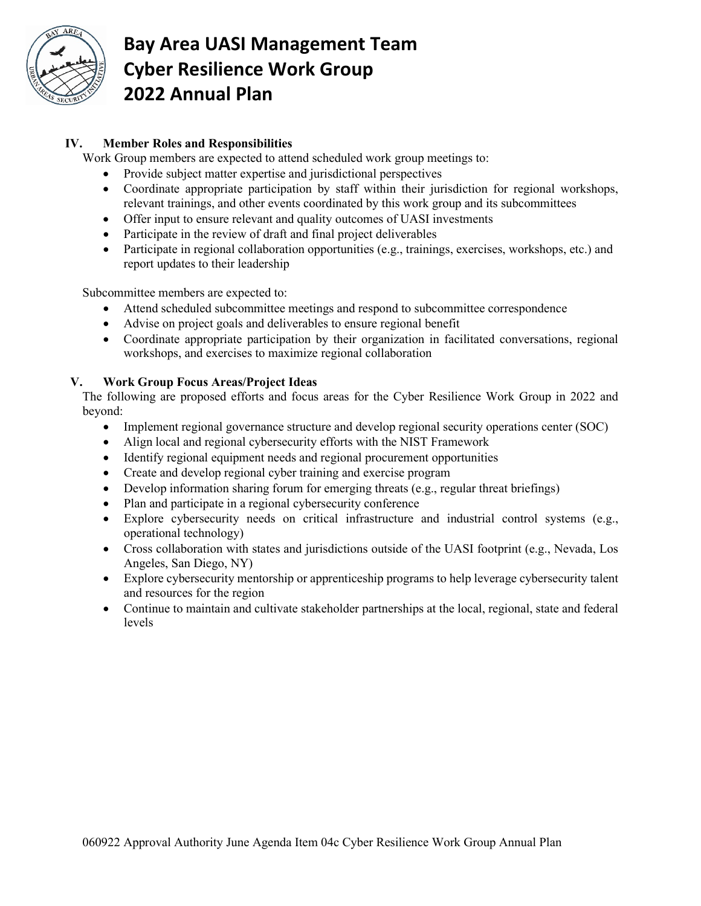## IV. Member Roles and Responsibilities

Work Group members are expected to attend scheduled work group meetings to:

- Provide subject matter expertise and jurisdictional perspectives
- Coordinate appropriate participation by staff within their jurisdiction for regional workshops, relevant trainings, and other events coordinated by this work group and its subcommittees
- Offer input to ensure relevant and quality outcomes of UASI investments
- Participate in the review of draft and final project deliverables
- Participate in regional collaboration opportunities (e.g., trainings, exercises, workshops, etc.) and report updates to their leadership

Subcommittee members are expected to:

- Attend scheduled subcommittee meetings and respond to subcommittee correspondence
- Advise on project goals and deliverables to ensure regional benefit
- Coordinate appropriate participation by their organization in facilitated conversations, regional workshops, and exercises to maximize regional collaboration

## V. Work Group Focus Areas/Project Ideas

The following are proposed efforts and focus areas for the Cyber Resilience Work Group in 2022 and beyond:

- Implement regional governance structure and develop regional security operations center (SOC)
- Align local and regional cybersecurity efforts with the NIST Framework
- Identify regional equipment needs and regional procurement opportunities
- Create and develop regional cyber training and exercise program
- Develop information sharing forum for emerging threats (e.g., regular threat briefings)
- Plan and participate in a regional cybersecurity conference
- Explore cybersecurity needs on critical infrastructure and industrial control systems (e.g., operational technology)
- Cross collaboration with states and jurisdictions outside of the UASI footprint (e.g., Nevada, Los Angeles, San Diego, NY)
- Explore cybersecurity mentorship or apprenticeship programs to help leverage cybersecurity talent and resources for the region
- Continue to maintain and cultivate stakeholder partnerships at the local, regional, state and federal levels